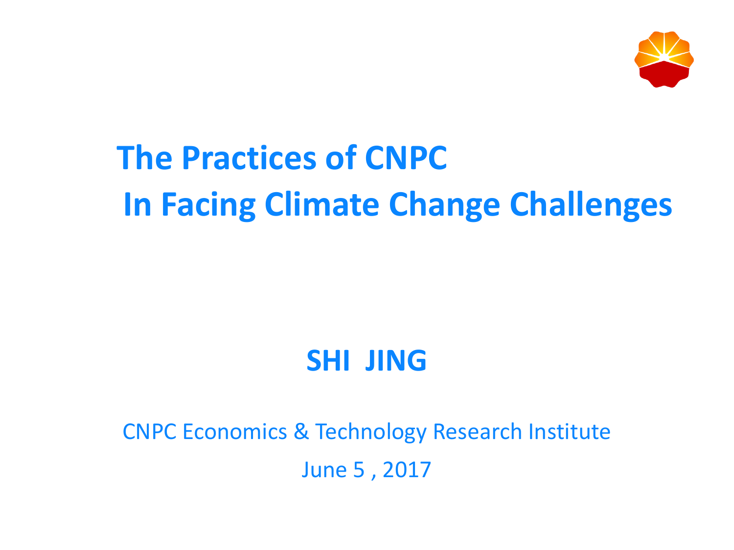# The Practices of CNPC In Facing Climate Change Challenges

**SHI JING**

CNPC Economics & Technology Research Institute

June 5 , 2017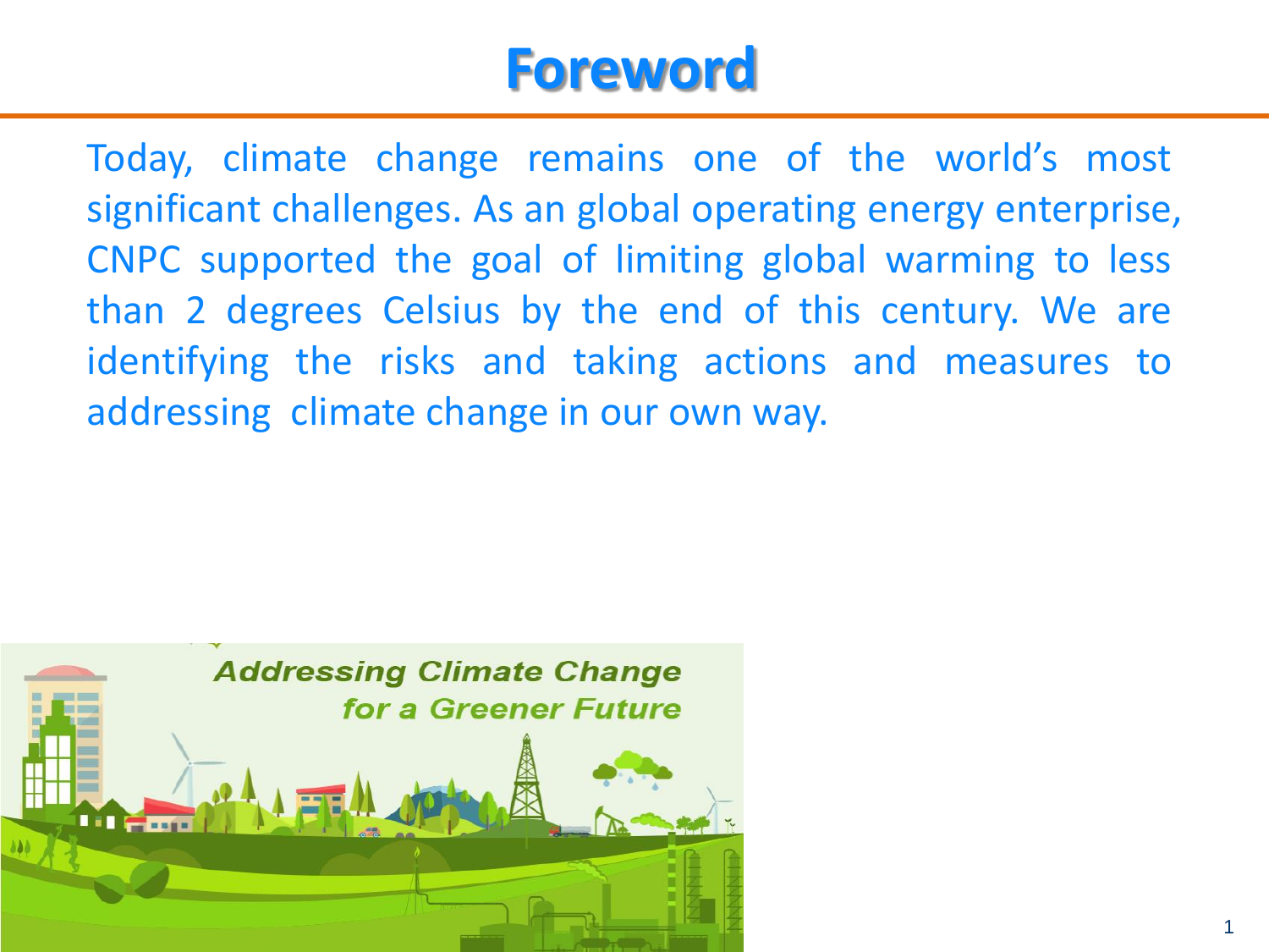# Foreword

Today, climate change remains one of the world's most significant challenges. As an global operating energy enterprise, CNPC supported the goal of limiting global warming to less than 2 degrees Celsius by the end of this century. We are identifying the risks and taking actions and measures to addressing climate change in our own way.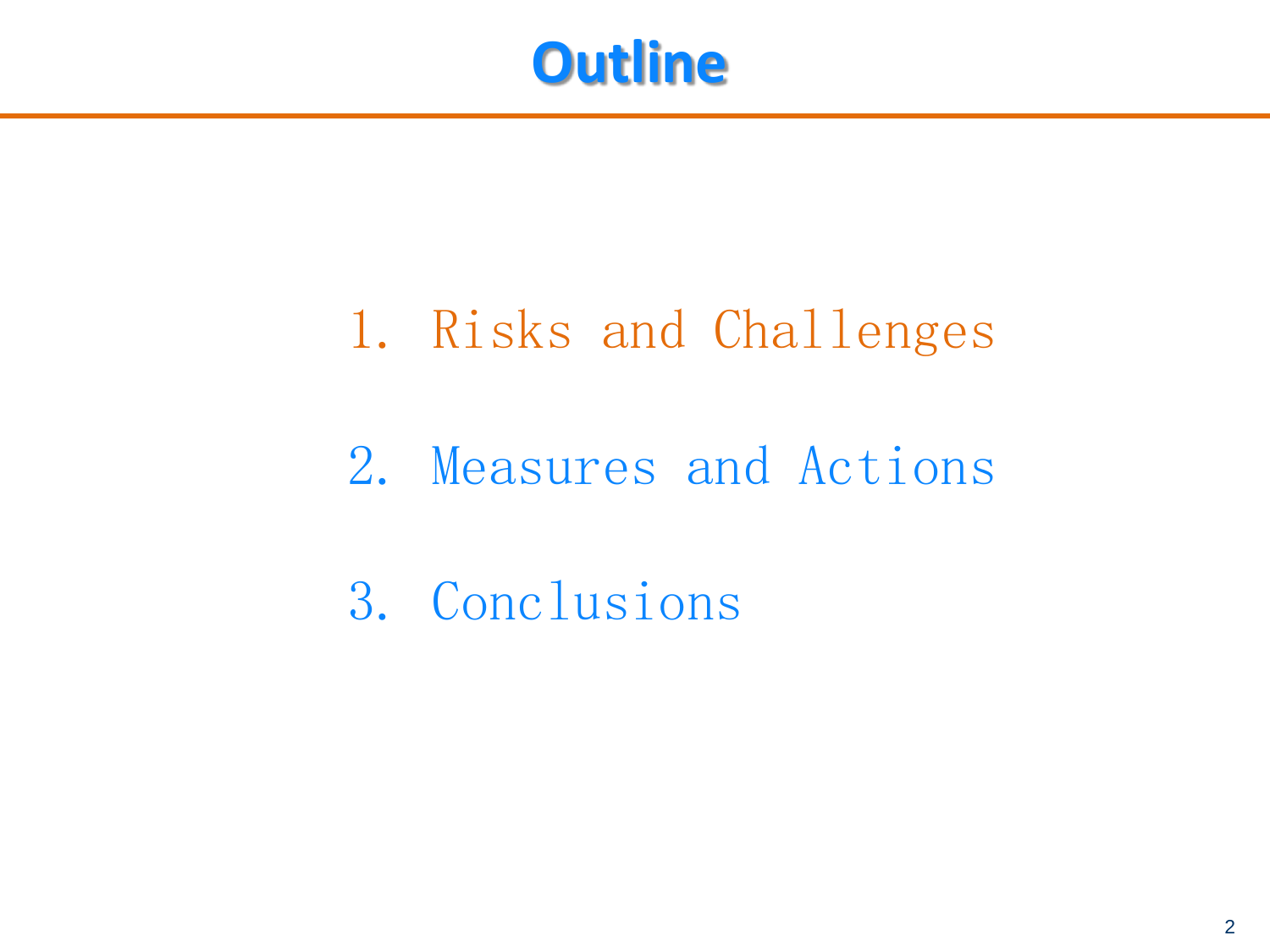# Outline

1. Risks and Challenges

2. Measures and Actions

3. Conclusions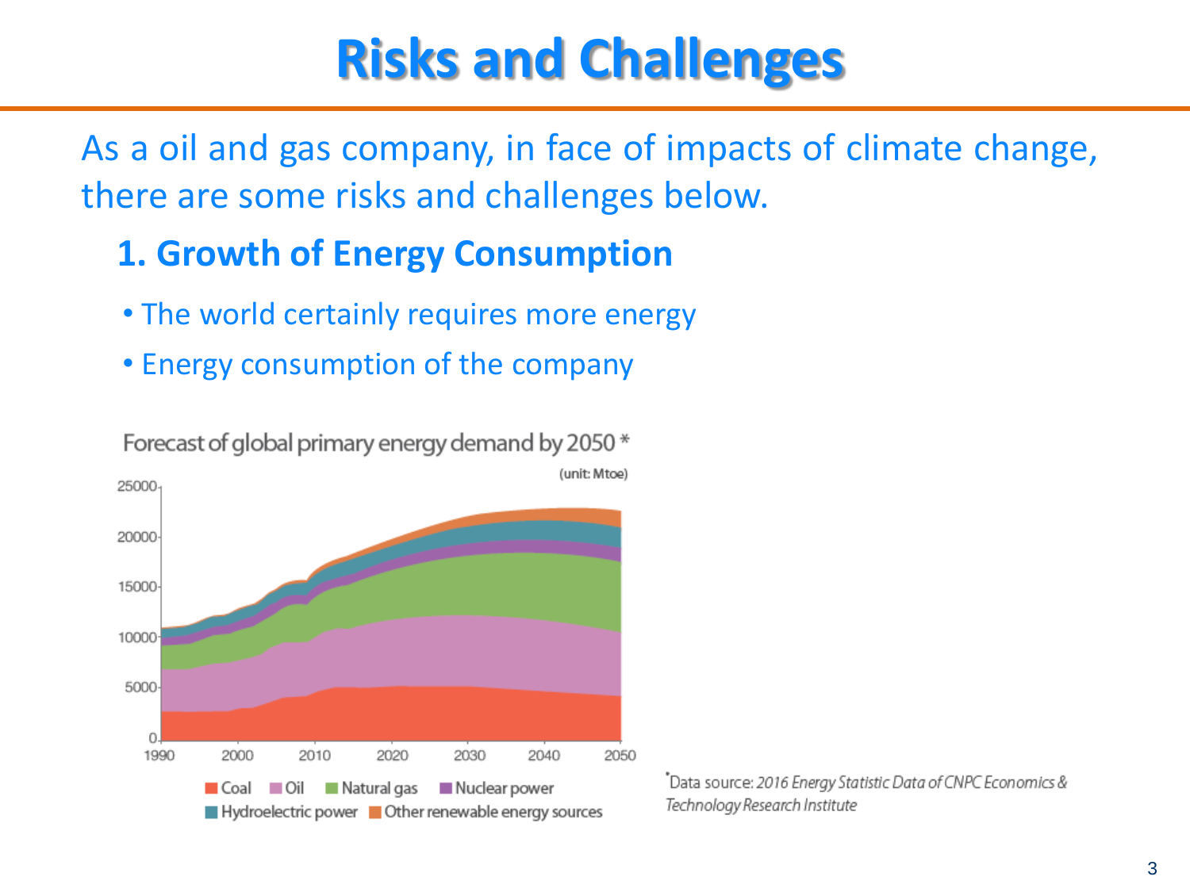# Risks and Challenges

As a oil and gas company, in face of impacts of climate change, there are some risks and challenges below.

## 1. Growth of Energy Consumption

- The world certainly requires more energy
- Energy consumption of the company

Forecast of global primary energy demand by 2050 *

(unit: Mtoe)

Coal | Oil | Natural gas | Nuclear power | Hydroelectric power | Other renewable energy sources

*Data source: *2016 Energy Statistic Data of CNPC Economics & Technology Research Institute*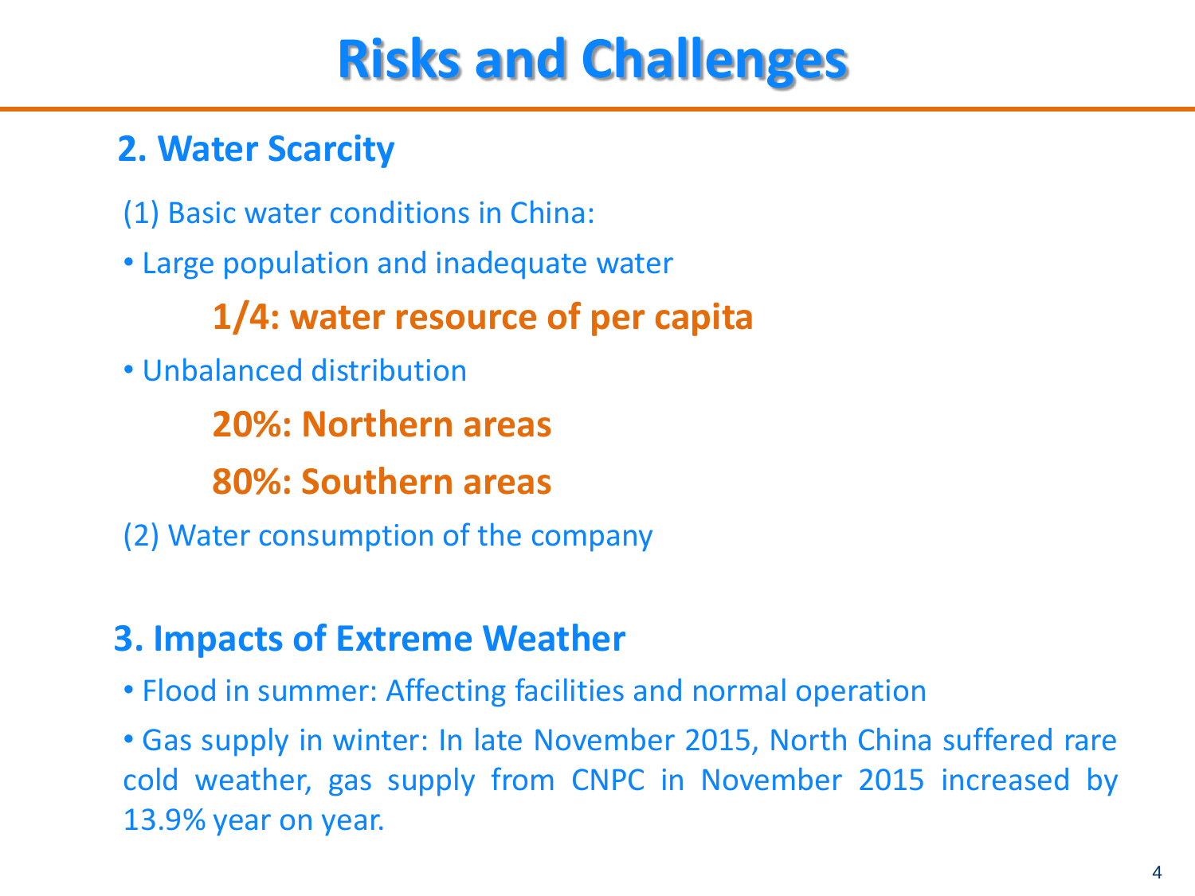# Risks and Challenges

## 2. Water Scarcity

(1) Basic water conditions in China:

- Large population and inadequate water

  **1/4: water resource of per capita**

- Unbalanced distribution

  **20%: Northern areas**

  **80%: Southern areas**

(2) Water consumption of the company

## 3. Impacts of Extreme Weather

- Flood in summer: Affecting facilities and normal operation
- Gas supply in winter: In late November 2015, North China suffered rare cold weather, gas supply from CNPC in November 2015 increased by 13.9% year on year.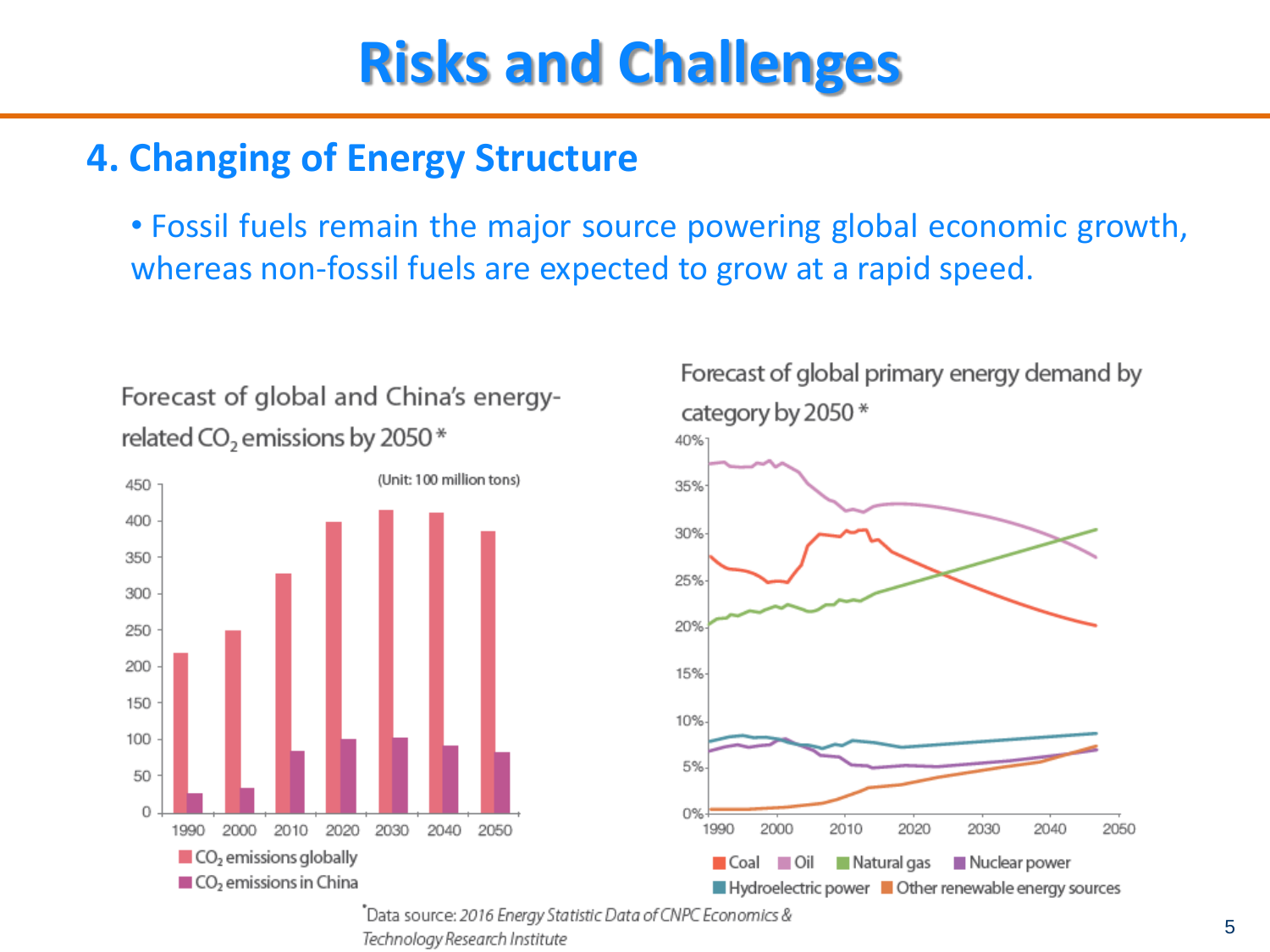# Risks and Challenges

## 4. Changing of Energy Structure

- Fossil fuels remain the major source powering global economic growth, whereas non-fossil fuels are expected to grow at a rapid speed.

Forecast of global and China's energy-related $CO_2$ emissions by 2050*

(Unit: 100 million tons)

$CO_2$ emissions globally
$CO_2$ emissions in China

Forecast of global primary energy demand by category by 2050*

Coal, Oil, Natural gas, Nuclear power, Hydroelectric power, Other renewable energy sources

*Data source: *2016 Energy Statistic Data of CNPC Economics & Technology Research Institute*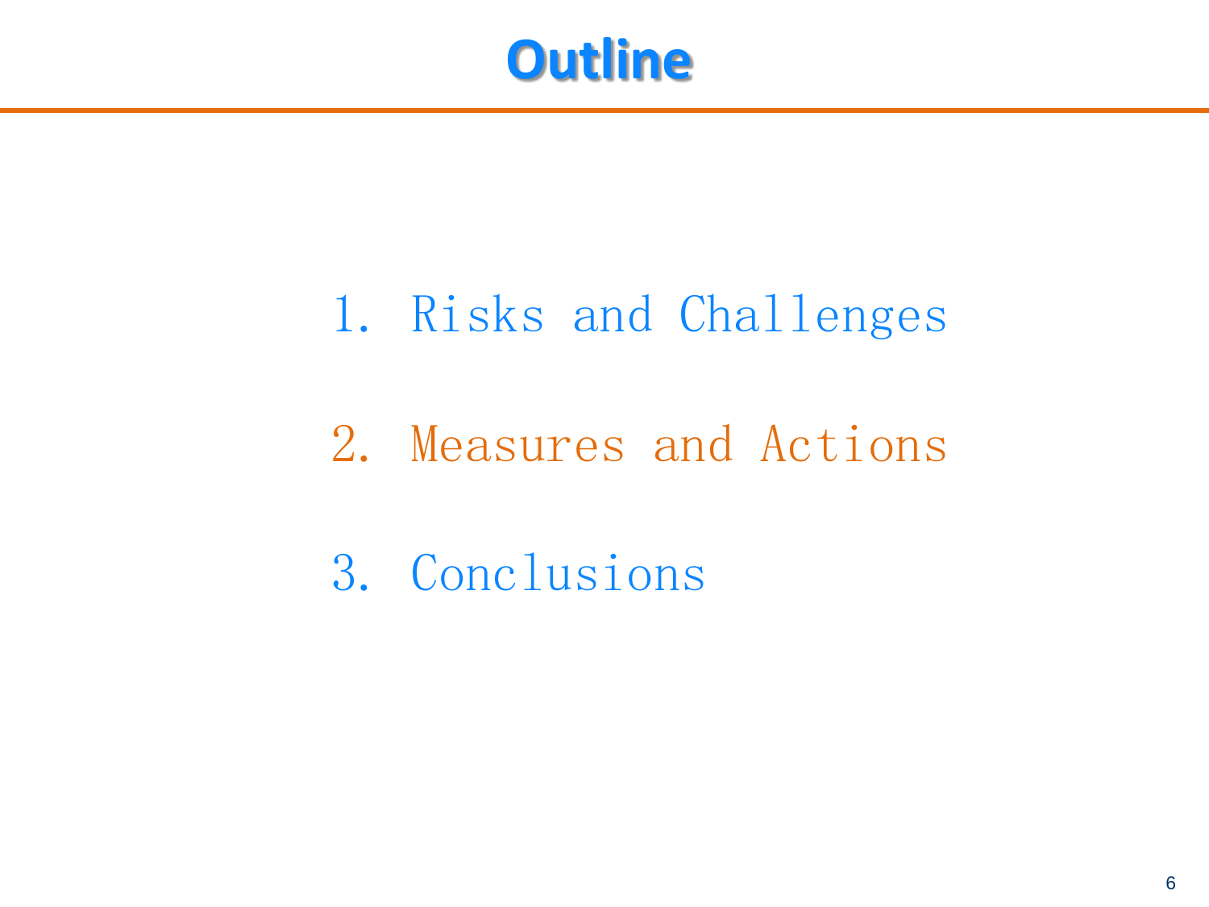# Outline

1. Risks and Challenges
2. Measures and Actions
3. Conclusions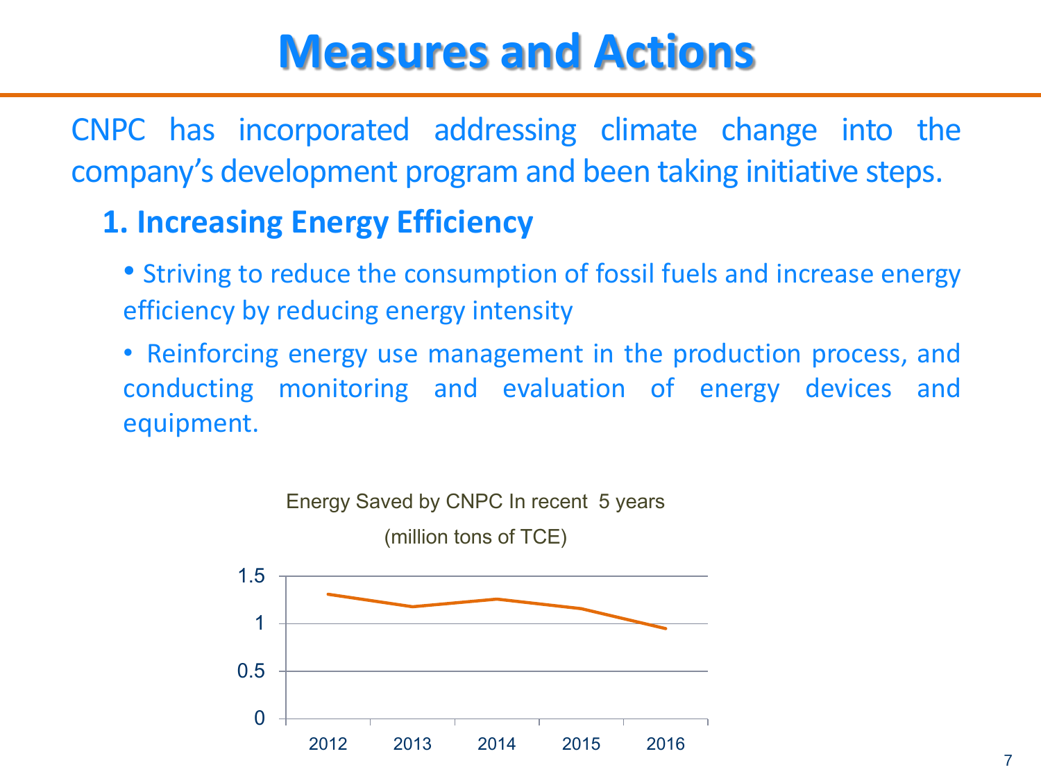# Measures and Actions

CNPC has incorporated addressing climate change into the company's development program and been taking initiative steps.

## 1. Increasing Energy Efficiency

- Striving to reduce the consumption of fossil fuels and increase energy efficiency by reducing energy intensity
- Reinforcing energy use management in the production process, and conducting monitoring and evaluation of energy devices and equipment.

Energy Saved by CNPC In recent 5 years

(million tons of TCE)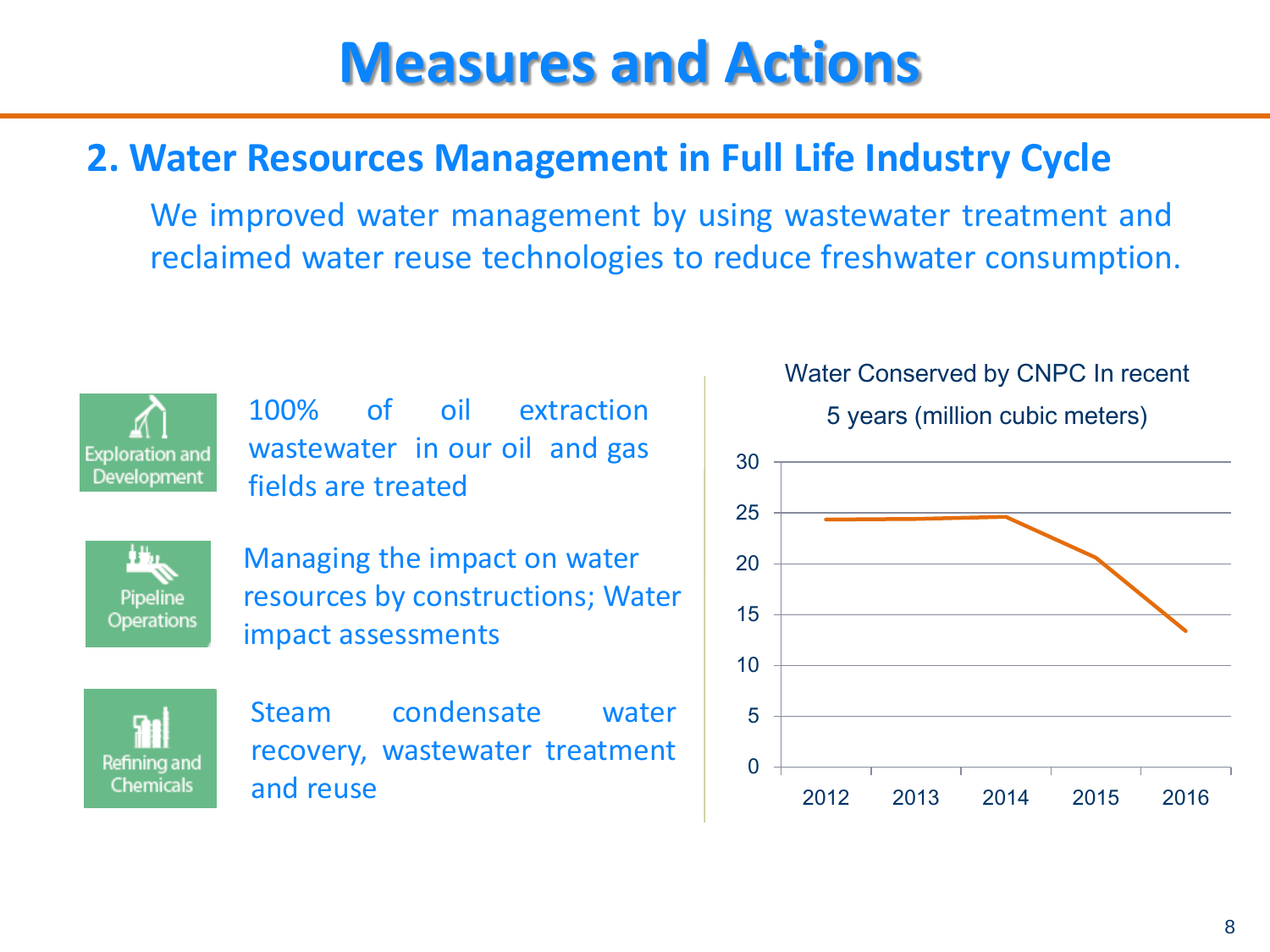# Measures and Actions

## 2. Water Resources Management in Full Life Industry Cycle

We improved water management by using wastewater treatment and reclaimed water reuse technologies to reduce freshwater consumption.

**Exploration and Development**: 100% of oil extraction wastewater in our oil and gas fields are treated

**Pipeline Operations**: Managing the impact on water resources by constructions; Water impact assessments

**Refining and Chemicals**: Steam condensate water recovery, wastewater treatment and reuse

Water Conserved by CNPC In recent 5 years (million cubic meters)

| Year | Water Conserved (approx.) |
|---|---|
| 2012 | 24.4 |
| 2013 | 24.4 |
| 2014 | 24.6 |
| 2015 | 20.6 |
| 2016 | 13.4 |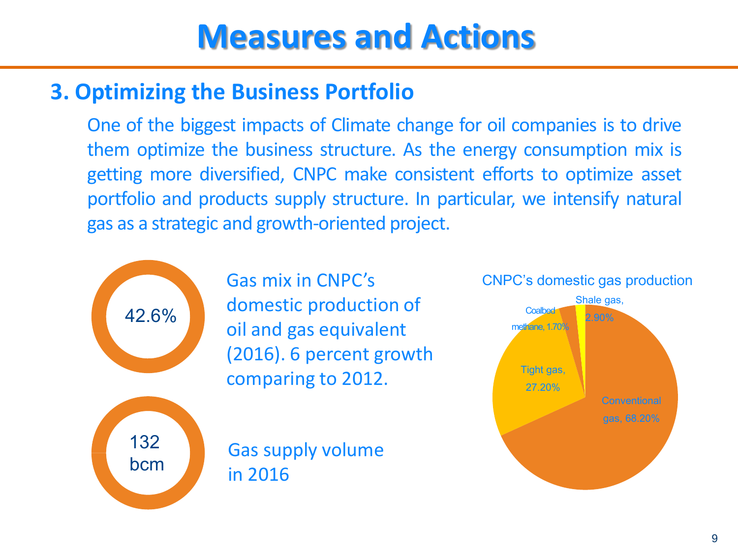# Measures and Actions

## 3. Optimizing the Business Portfolio

One of the biggest impacts of Climate change for oil companies is to drive them optimize the business structure. As the energy consumption mix is getting more diversified, CNPC make consistent efforts to optimize asset portfolio and products supply structure. In particular, we intensify natural gas as a strategic and growth-oriented project.

42.6%

Gas mix in CNPC's domestic production of oil and gas equivalent (2016). 6 percent growth comparing to 2012.

132 bcm

Gas supply volume in 2016

CNPC's domestic gas production

- Shale gas, 2.90%
- Coalbed methane, 1.70%
- Tight gas, 27.20%
- Conventional gas, 68.20%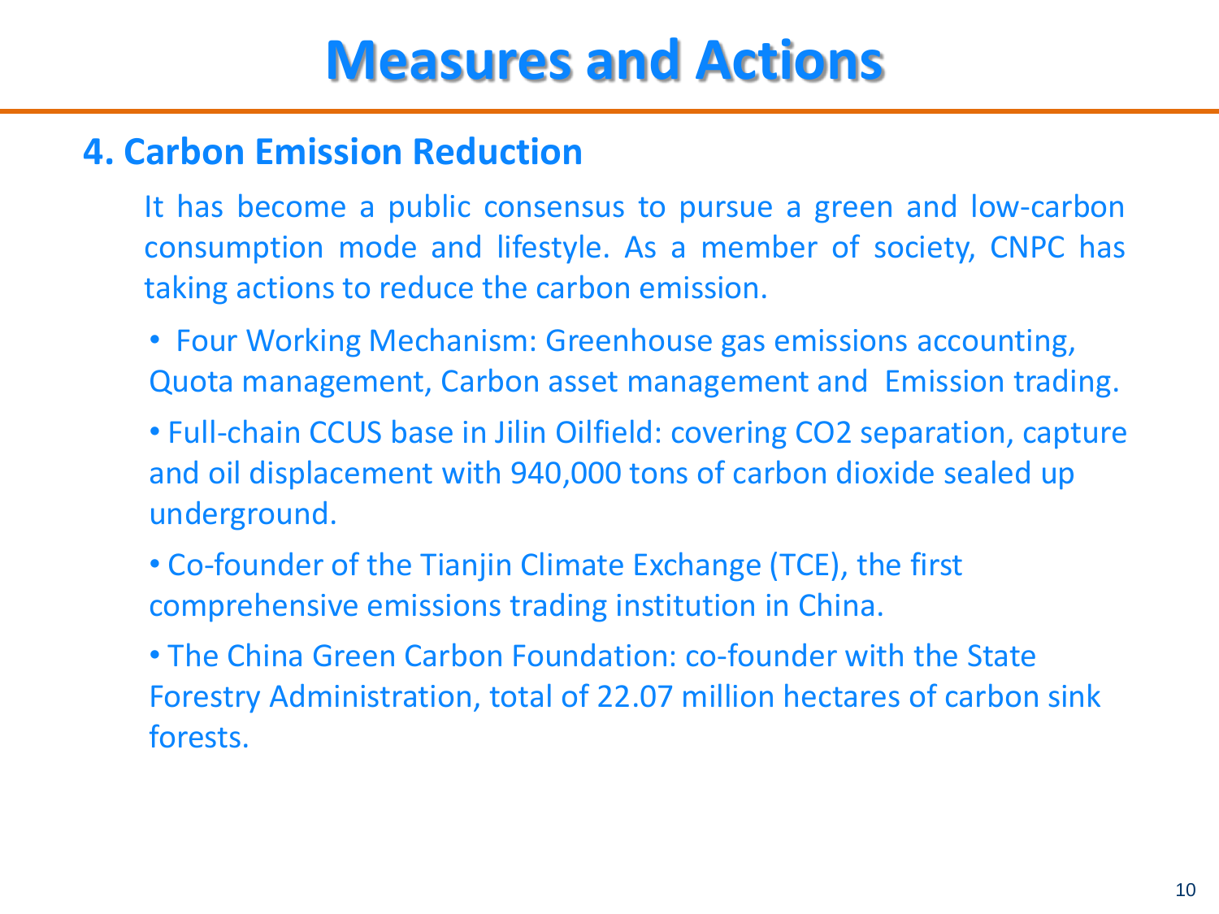# Measures and Actions

## 4. Carbon Emission Reduction

It has become a public consensus to pursue a green and low-carbon consumption mode and lifestyle. As a member of society, CNPC has taking actions to reduce the carbon emission.

- Four Working Mechanism: Greenhouse gas emissions accounting, Quota management, Carbon asset management and Emission trading.
- Full-chain CCUS base in Jilin Oilfield: covering $CO_2$ separation, capture and oil displacement with 940,000 tons of carbon dioxide sealed up underground.
- Co-founder of the Tianjin Climate Exchange (TCE), the first comprehensive emissions trading institution in China.
- The China Green Carbon Foundation: co-founder with the State Forestry Administration, total of 22.07 million hectares of carbon sink forests.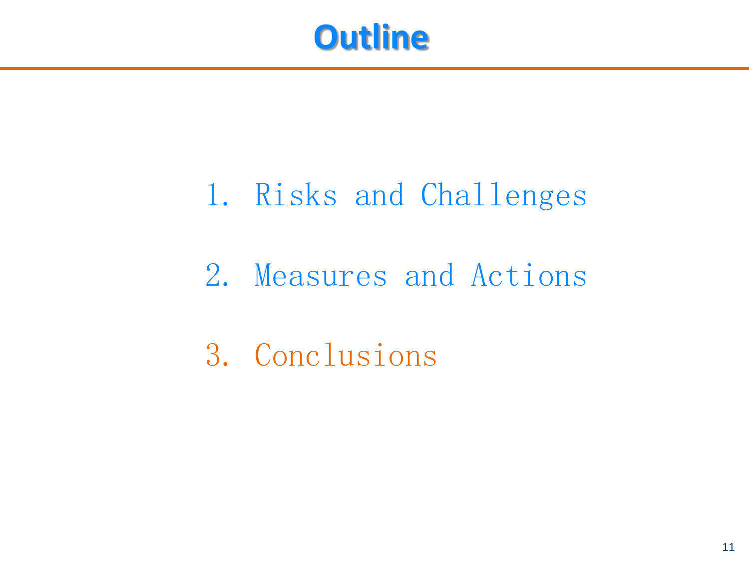# Outline

1. Risks and Challenges

2. Measures and Actions

3. Conclusions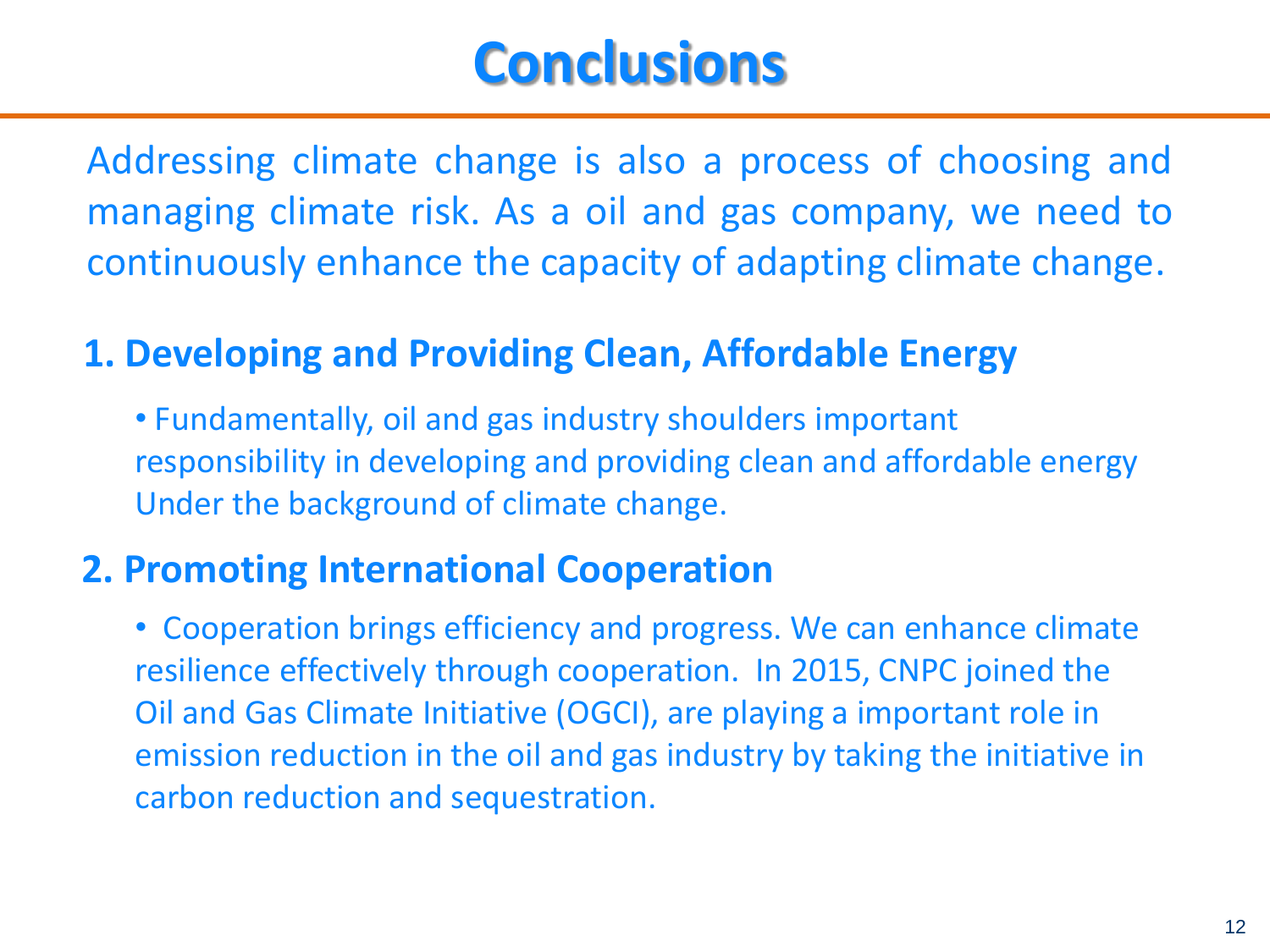# Conclusions

Addressing climate change is also a process of choosing and managing climate risk. As a oil and gas company, we need to continuously enhance the capacity of adapting climate change.

## 1. Developing and Providing Clean, Affordable Energy

- Fundamentally, oil and gas industry shoulders important responsibility in developing and providing clean and affordable energy Under the background of climate change.

## 2. Promoting International Cooperation

- Cooperation brings efficiency and progress. We can enhance climate resilience effectively through cooperation. In 2015, CNPC joined the Oil and Gas Climate Initiative (OGCI), are playing a important role in emission reduction in the oil and gas industry by taking the initiative in carbon reduction and sequestration.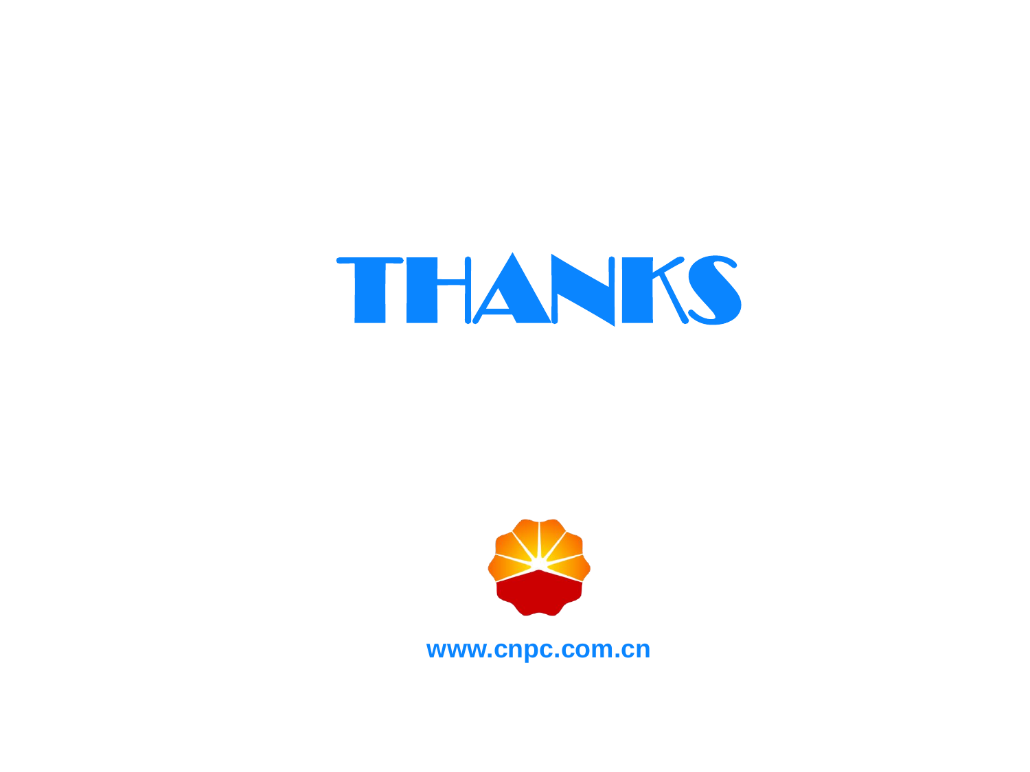# THANKS

www.cnpc.com.cn